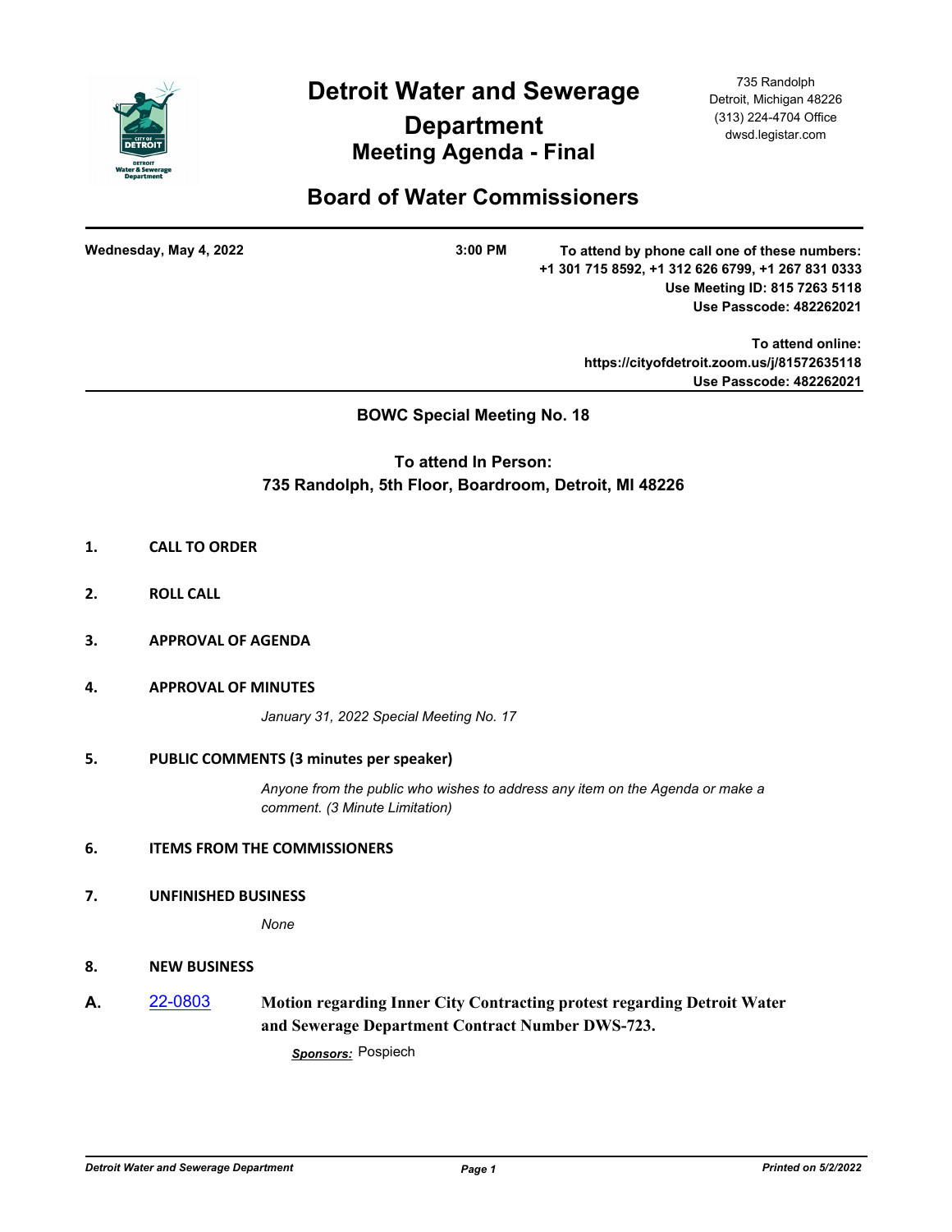# Detroit Water and Sewerage Department

## Meeting Agenda - Final

735 Randolph
Detroit, Michigan 48226
(313) 224-4704 Office
dwsd.legistar.com

## Board of Water Commissioners

**Wednesday, May 4, 2022** **3:00 PM**

**To attend by phone call one of these numbers:**
**+1 301 715 8592, +1 312 626 6799, +1 267 831 0333**
**Use Meeting ID: 815 7263 5118**
**Use Passcode: 482262021**

**To attend online:**
**https://cityofdetroit.zoom.us/j/81572635118**
**Use Passcode: 482262021**

---

**BOWC Special Meeting No. 18**

**To attend In Person:**
**735 Randolph, 5th Floor, Boardroom, Detroit, MI 48226**

**1. CALL TO ORDER**

**2. ROLL CALL**

**3. APPROVAL OF AGENDA**

**4. APPROVAL OF MINUTES**

*January 31, 2022 Special Meeting No. 17*

**5. PUBLIC COMMENTS (3 minutes per speaker)**

*Anyone from the public who wishes to address any item on the Agenda or make a comment. (3 Minute Limitation)*

**6. ITEMS FROM THE COMMISSIONERS**

**7. UNFINISHED BUSINESS**

*None*

**8. NEW BUSINESS**

**A.** 22-0803 **Motion regarding Inner City Contracting protest regarding Detroit Water and Sewerage Department Contract Number DWS-723.**

***Sponsors:*** Pospiech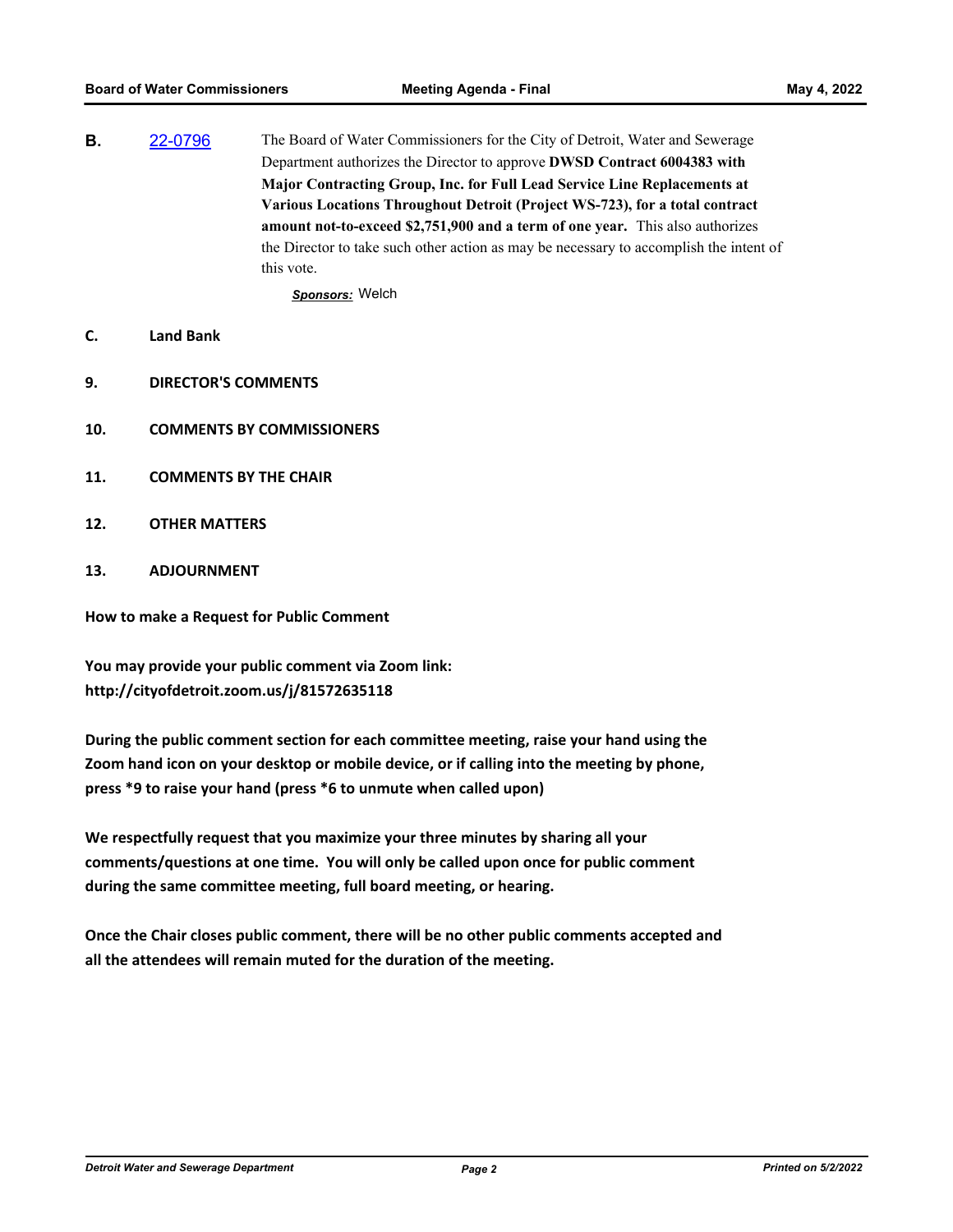**B.** 22-0796 The Board of Water Commissioners for the City of Detroit, Water and Sewerage Department authorizes the Director to approve **DWSD Contract 6004383 with Major Contracting Group, Inc. for Full Lead Service Line Replacements at Various Locations Throughout Detroit (Project WS-723), for a total contract amount not-to-exceed $2,751,900 and a term of one year.** This also authorizes the Director to take such other action as may be necessary to accomplish the intent of this vote.

***Sponsors:*** Welch

**C. Land Bank**

**9. DIRECTOR'S COMMENTS**

**10. COMMENTS BY COMMISSIONERS**

**11. COMMENTS BY THE CHAIR**

**12. OTHER MATTERS**

**13. ADJOURNMENT**

**How to make a Request for Public Comment**

**You may provide your public comment via Zoom link: http://cityofdetroit.zoom.us/j/81572635118**

**During the public comment section for each committee meeting, raise your hand using the Zoom hand icon on your desktop or mobile device, or if calling into the meeting by phone, press *9 to raise your hand (press *6 to unmute when called upon)**

**We respectfully request that you maximize your three minutes by sharing all your comments/questions at one time. You will only be called upon once for public comment during the same committee meeting, full board meeting, or hearing.**

**Once the Chair closes public comment, there will be no other public comments accepted and all the attendees will remain muted for the duration of the meeting.**